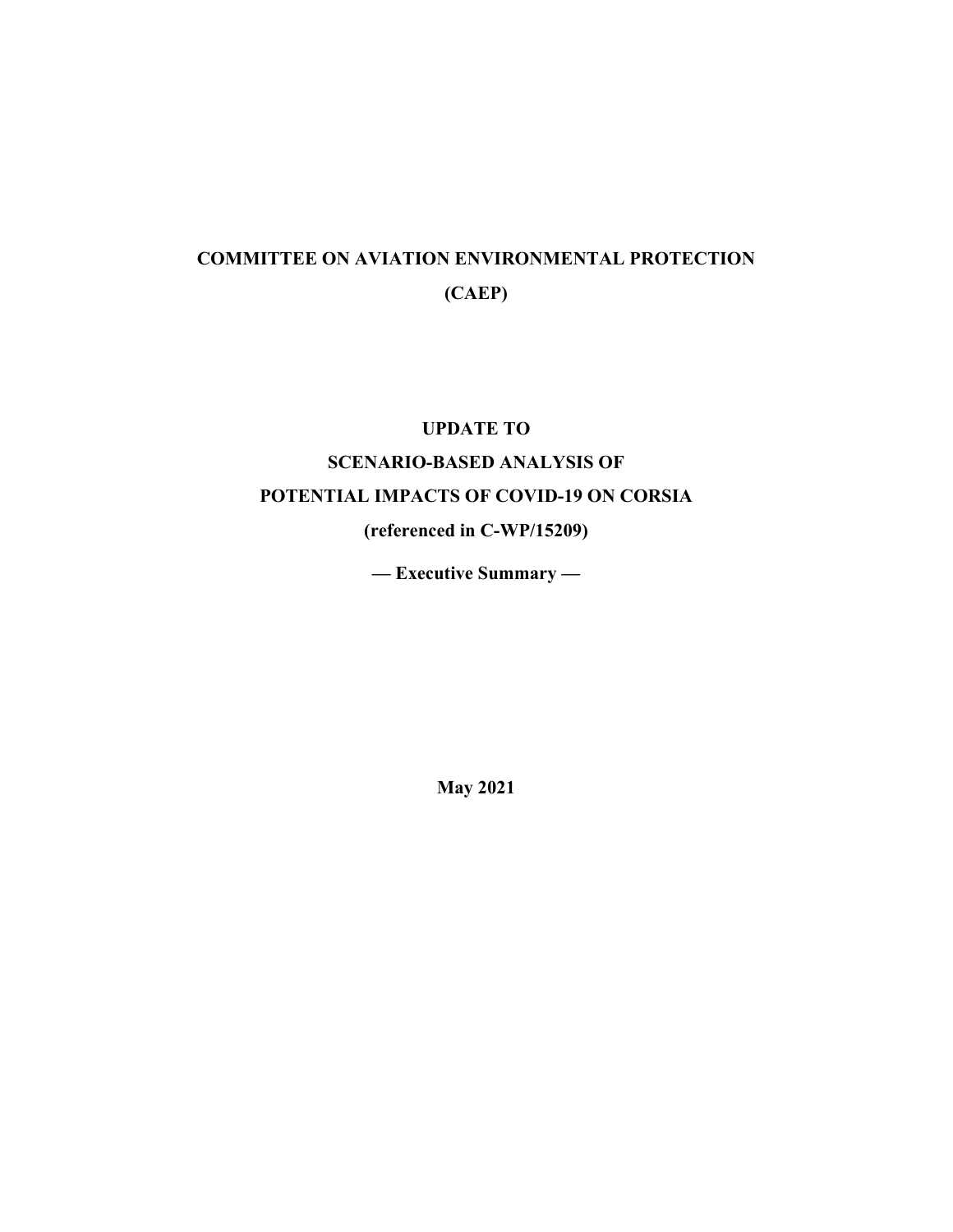# COMMITTEE ON AVIATION ENVIRONMENTAL PROTECTION

# (CAEP)

## UPDATE TO
## SCENARIO-BASED ANALYSIS OF
## POTENTIAL IMPACTS OF COVID-19 ON CORSIA

**(referenced in C-WP/15209)**

**— Executive Summary —**

**May 2021**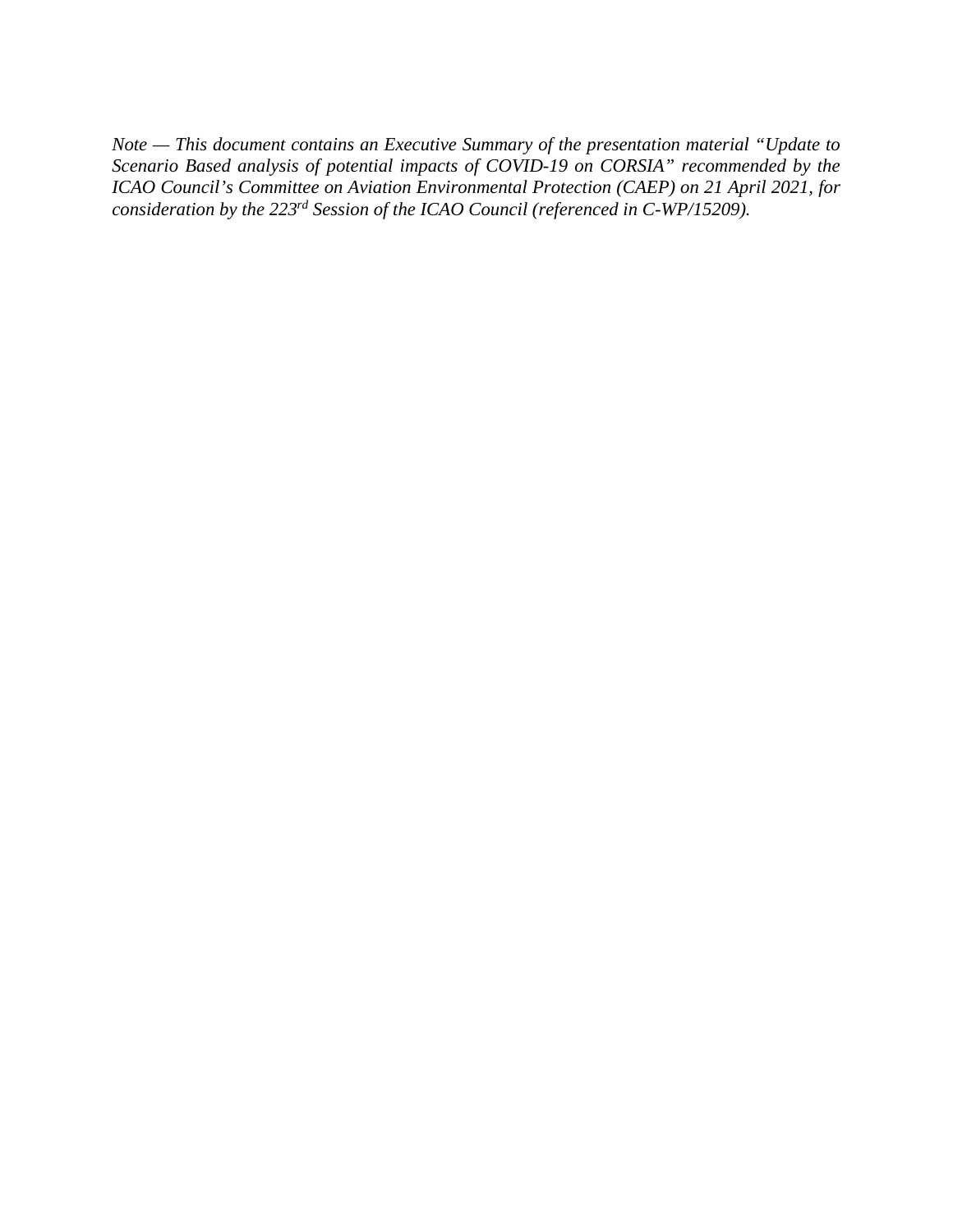*Note — This document contains an Executive Summary of the presentation material "Update to Scenario Based analysis of potential impacts of COVID-19 on CORSIA" recommended by the ICAO Council's Committee on Aviation Environmental Protection (CAEP) on 21 April 2021, for consideration by the 223rd Session of the ICAO Council (referenced in C-WP/15209).*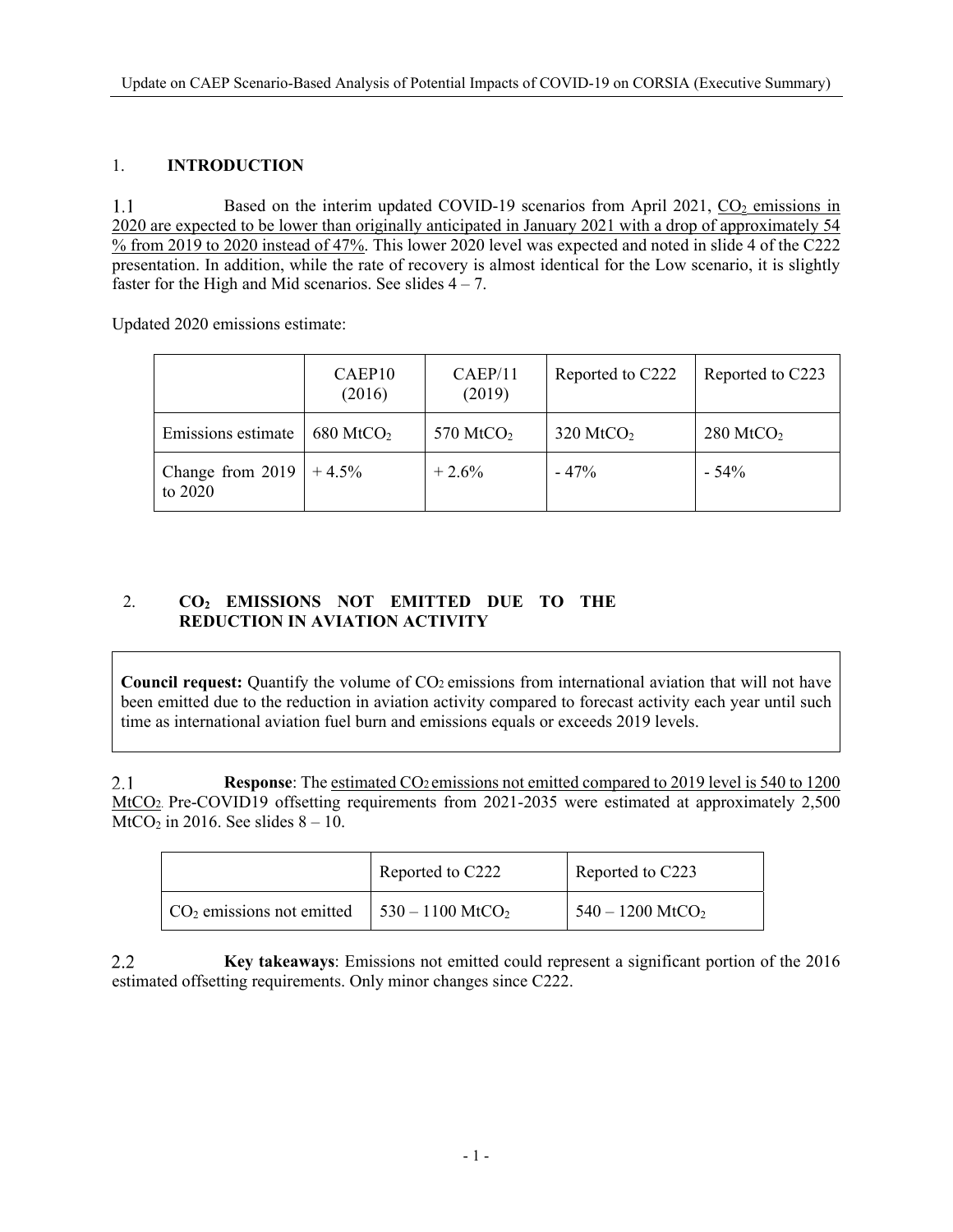## 1. INTRODUCTION

1.1 Based on the interim updated COVID-19 scenarios from April 2021, $CO_2$ emissions in 2020 are expected to be lower than originally anticipated in January 2021 with a drop of approximately 54 % from 2019 to 2020 instead of 47%. This lower 2020 level was expected and noted in slide 4 of the C222 presentation. In addition, while the rate of recovery is almost identical for the Low scenario, it is slightly faster for the High and Mid scenarios. See slides 4 – 7.

Updated 2020 emissions estimate:

| | CAEP10 (2016) | CAEP/11 (2019) | Reported to C222 | Reported to C223 |
|---|---|---|---|---|
| Emissions estimate | 680 $MtCO_2$ | 570 $MtCO_2$ | 320 $MtCO_2$ | 280 $MtCO_2$ |
| Change from 2019 to 2020 | + 4.5% | + 2.6% | - 47% | - 54% |

## 2. $CO_2$ EMISSIONS NOT EMITTED DUE TO THE REDUCTION IN AVIATION ACTIVITY

**Council request:** Quantify the volume of $CO_2$ emissions from international aviation that will not have been emitted due to the reduction in aviation activity compared to forecast activity each year until such time as international aviation fuel burn and emissions equals or exceeds 2019 levels.

2.1 **Response**: The estimated $CO_2$ emissions not emitted compared to 2019 level is 540 to 1200 $MtCO_2$. Pre-COVID19 offsetting requirements from 2021-2035 were estimated at approximately 2,500 $MtCO_2$ in 2016. See slides 8 – 10.

| | Reported to C222 | Reported to C223 |
|---|---|---|
| $CO_2$ emissions not emitted | 530 – 1100 $MtCO_2$ | 540 – 1200 $MtCO_2$ |

2.2 **Key takeaways**: Emissions not emitted could represent a significant portion of the 2016 estimated offsetting requirements. Only minor changes since C222.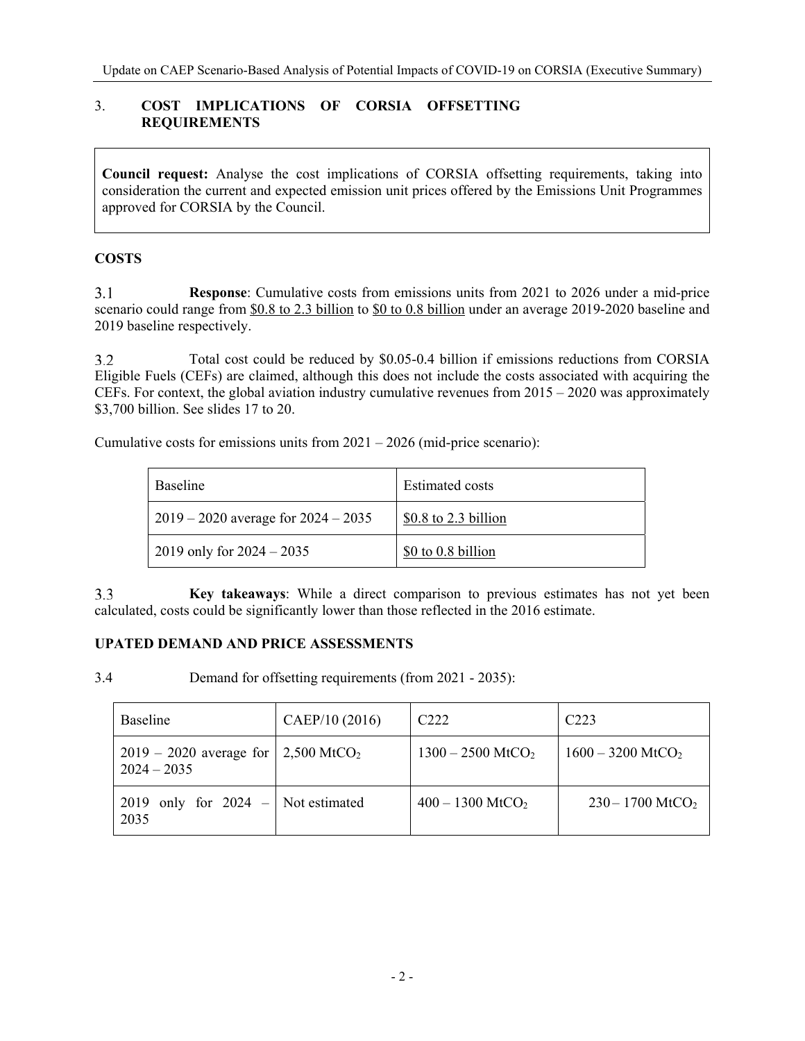## 3. COST IMPLICATIONS OF CORSIA OFFSETTING REQUIREMENTS

**Council request:** Analyse the cost implications of CORSIA offsetting requirements, taking into consideration the current and expected emission unit prices offered by the Emissions Unit Programmes approved for CORSIA by the Council.

### COSTS

3.1 **Response**: Cumulative costs from emissions units from 2021 to 2026 under a mid-price scenario could range from $0.8 to 2.3 billion to $0 to 0.8 billion under an average 2019-2020 baseline and 2019 baseline respectively.

3.2 Total cost could be reduced by $0.05-0.4 billion if emissions reductions from CORSIA Eligible Fuels (CEFs) are claimed, although this does not include the costs associated with acquiring the CEFs. For context, the global aviation industry cumulative revenues from 2015 – 2020 was approximately $3,700 billion. See slides 17 to 20.

Cumulative costs for emissions units from 2021 – 2026 (mid-price scenario):

| Baseline | Estimated costs |
|---|---|
| 2019 – 2020 average for 2024 – 2035 | $0.8 to 2.3 billion |
| 2019 only for 2024 – 2035 | $0 to 0.8 billion |

3.3 **Key takeaways**: While a direct comparison to previous estimates has not yet been calculated, costs could be significantly lower than those reflected in the 2016 estimate.

### UPATED DEMAND AND PRICE ASSESSMENTS

3.4 Demand for offsetting requirements (from 2021 - 2035):

| Baseline | CAEP/10 (2016) | C222 | C223 |
|---|---|---|---|
| 2019 – 2020 average for 2024 – 2035 | 2,500 $MtCO_2$ | 1300 – 2500 $MtCO_2$ | 1600 – 3200 $MtCO_2$ |
| 2019 only for 2024 – 2035 | Not estimated | 400 – 1300 $MtCO_2$ | 230 – 1700 $MtCO_2$ |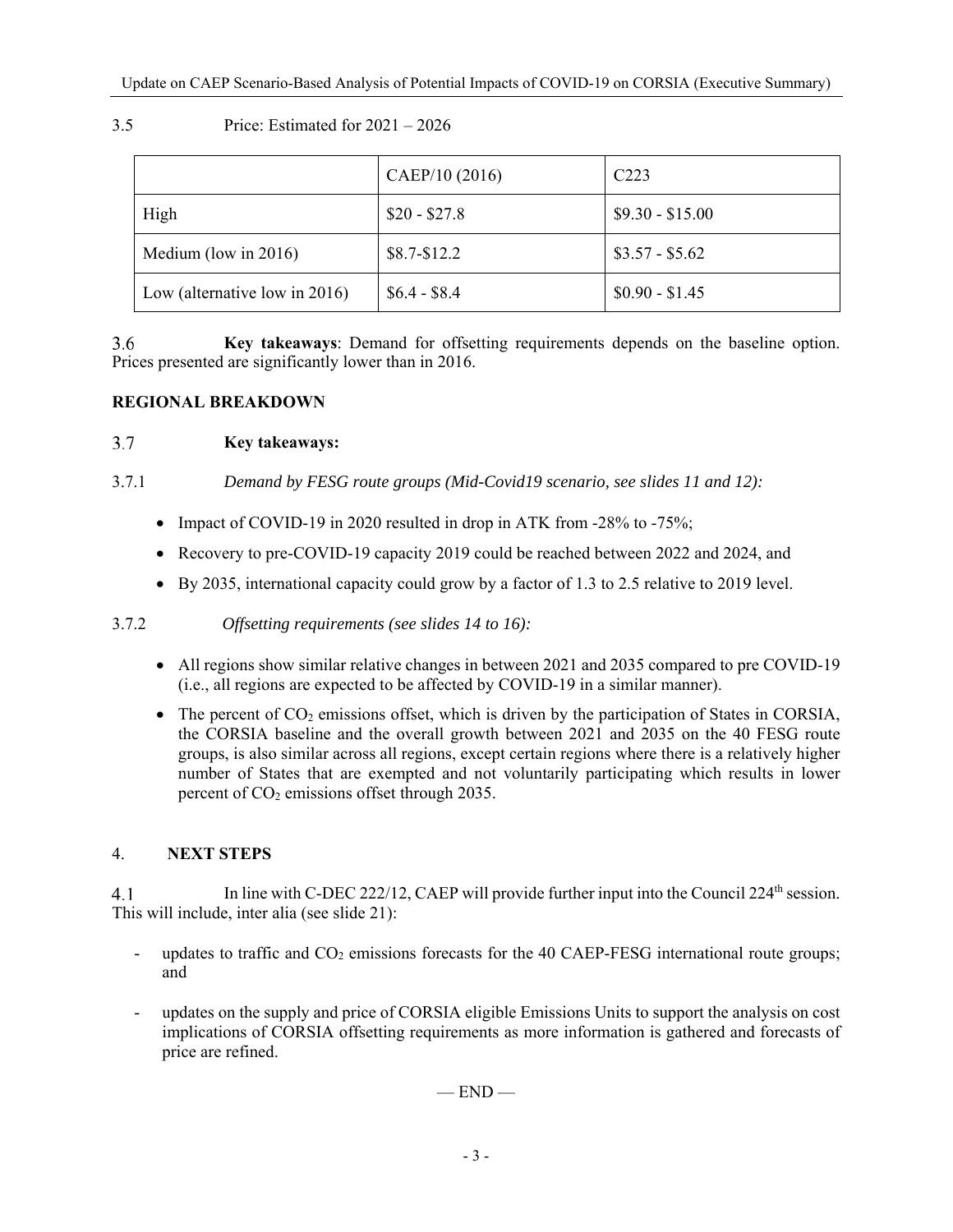3.5 Price: Estimated for 2021 – 2026

| | CAEP/10 (2016) | C223 |
|---|---|---|
| High | $20 - $27.8 | $9.30 - $15.00 |
| Medium (low in 2016) | $8.7-$12.2 | $3.57 - $5.62 |
| Low (alternative low in 2016) | $6.4 - $8.4 | $0.90 - $1.45 |

3.6 **Key takeaways**: Demand for offsetting requirements depends on the baseline option. Prices presented are significantly lower than in 2016.

**REGIONAL BREAKDOWN**

3.7 **Key takeaways:**

3.7.1 *Demand by FESG route groups (Mid-Covid19 scenario, see slides 11 and 12):*

- Impact of COVID-19 in 2020 resulted in drop in ATK from -28% to -75%;
- Recovery to pre-COVID-19 capacity 2019 could be reached between 2022 and 2024, and
- By 2035, international capacity could grow by a factor of 1.3 to 2.5 relative to 2019 level.

3.7.2 *Offsetting requirements (see slides 14 to 16):*

- All regions show similar relative changes in between 2021 and 2035 compared to pre COVID-19 (i.e., all regions are expected to be affected by COVID-19 in a similar manner).
- The percent of $CO_2$ emissions offset, which is driven by the participation of States in CORSIA, the CORSIA baseline and the overall growth between 2021 and 2035 on the 40 FESG route groups, is also similar across all regions, except certain regions where there is a relatively higher number of States that are exempted and not voluntarily participating which results in lower percent of $CO_2$ emissions offset through 2035.

## 4. NEXT STEPS

4.1 In line with C-DEC 222/12, CAEP will provide further input into the Council 224th session. This will include, inter alia (see slide 21):

- updates to traffic and $CO_2$ emissions forecasts for the 40 CAEP-FESG international route groups; and
- updates on the supply and price of CORSIA eligible Emissions Units to support the analysis on cost implications of CORSIA offsetting requirements as more information is gathered and forecasts of price are refined.

— END —